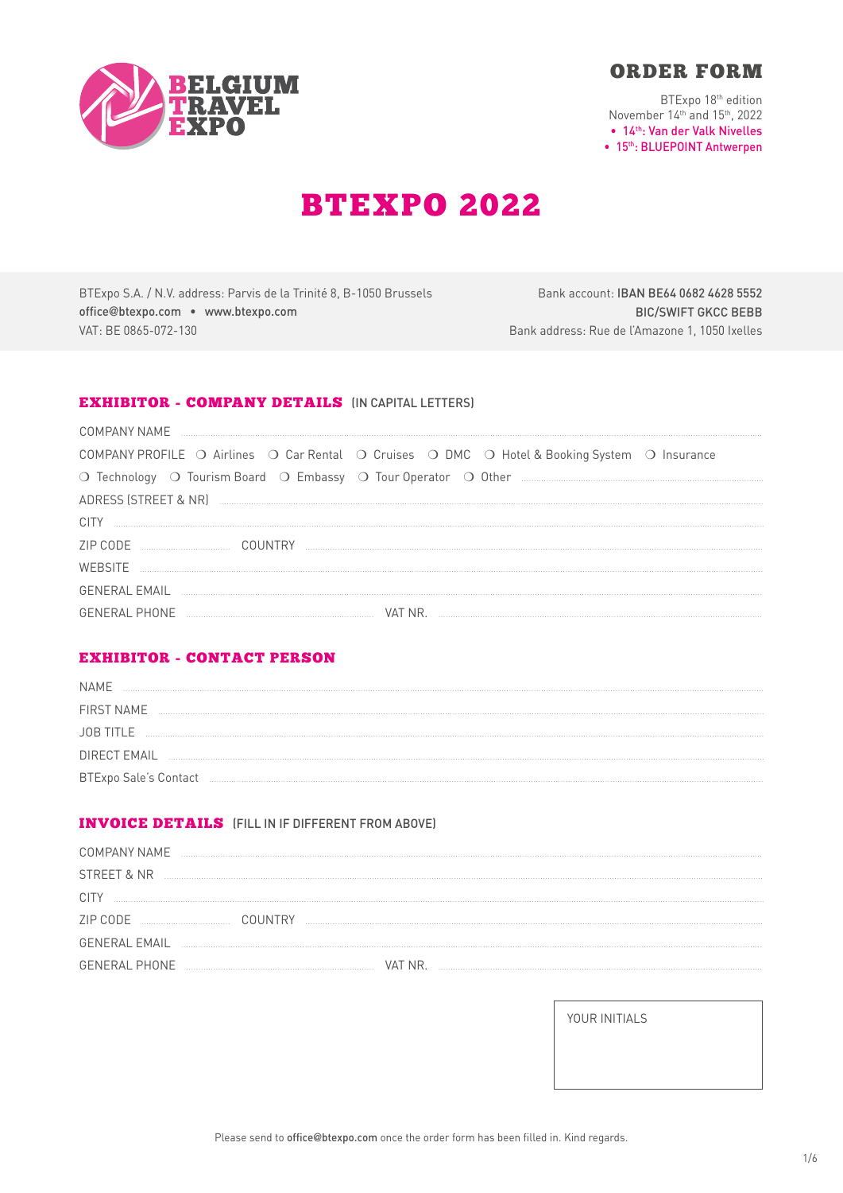BELGIUM TRAVEL EXPO

# ORDER FORM

BTExpo 18th edition
November 14th and 15th, 2022
- 14th: Van der Valk Nivelles
- 15th: BLUEPOINT Antwerpen

# BTEXPO 2022

BTExpo S.A. / N.V. address: Parvis de la Trinité 8, B-1050 Brussels
office@btexpo.com • www.btexpo.com
VAT: BE 0865-072-130

Bank account: **IBAN BE64 0682 4628 5552**
**BIC/SWIFT GKCC BEBB**
Bank address: Rue de l'Amazone 1, 1050 Ixelles

## EXHIBITOR - COMPANY DETAILS (IN CAPITAL LETTERS)

COMPANY NAME ..............................

COMPANY PROFILE ❍ Airlines ❍ Car Rental ❍ Cruises ❍ DMC ❍ Hotel & Booking System ❍ Insurance ❍ Technology ❍ Tourism Board ❍ Embassy ❍ Tour Operator ❍ Other ..............................

ADRESS (STREET & NR) ..............................

CITY ..............................

ZIP CODE .............. COUNTRY ..............................

WEBSITE ..............................

GENERAL EMAIL ..............................

GENERAL PHONE .............. VAT NR. ..............................

## EXHIBITOR - CONTACT PERSON

NAME ..............................

FIRST NAME ..............................

JOB TITLE ..............................

DIRECT EMAIL ..............................

BTExpo Sale's Contact ..............................

## INVOICE DETAILS (FILL IN IF DIFFERENT FROM ABOVE)

COMPANY NAME ..............................

STREET & NR ..............................

CITY ..............................

ZIP CODE .............. COUNTRY ..............................

GENERAL EMAIL ..............................

GENERAL PHONE .............. VAT NR. ..............................

YOUR INITIALS

Please send to office@btexpo.com once the order form has been filled in. Kind regards.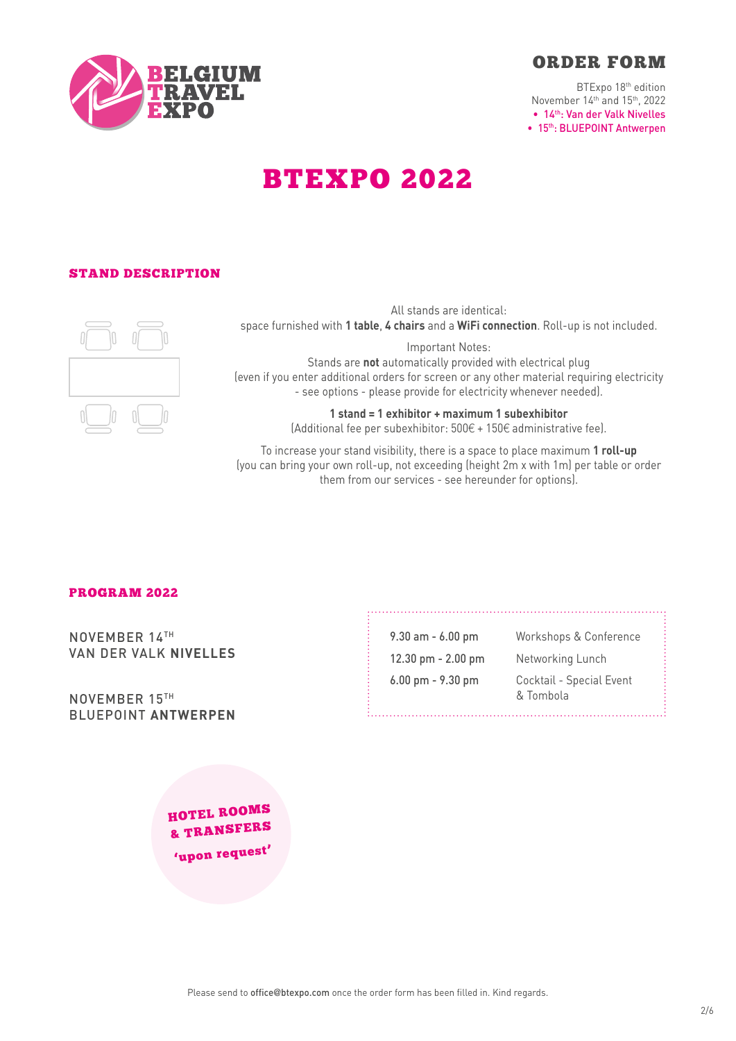# ORDER FORM

BTExpo 18th edition
November 14th and 15th, 2022
- 14th: Van der Valk Nivelles
- 15th: BLUEPOINT Antwerpen

# BTEXPO 2022

## STAND DESCRIPTION

All stands are identical:
space furnished with **1 table**, **4 chairs** and a **WiFi connection**. Roll-up is not included.

Important Notes:
Stands are **not** automatically provided with electrical plug
(even if you enter additional orders for screen or any other material requiring electricity - see options - please provide for electricity whenever needed).

**1 stand = 1 exhibitor + maximum 1 subexhibitor**
(Additional fee per subexhibitor: 500€ + 150€ administrative fee).

To increase your stand visibility, there is a space to place maximum **1 roll-up** (you can bring your own roll-up, not exceeding (height 2m x with 1m) per table or order them from our services - see hereunder for options).

## PROGRAM 2022

NOVEMBER 14TH
VAN DER VALK **NIVELLES**

NOVEMBER 15TH
BLUEPOINT **ANTWERPEN**

| | |
|---|---|
| 9.30 am - 6.00 pm | Workshops & Conference |
| 12.30 pm - 2.00 pm | Networking Lunch |
| 6.00 pm - 9.30 pm | Cocktail - Special Event & Tombola |

**HOTEL ROOMS & TRANSFERS**
**'upon request'**

Please send to office@btexpo.com once the order form has been filled in. Kind regards.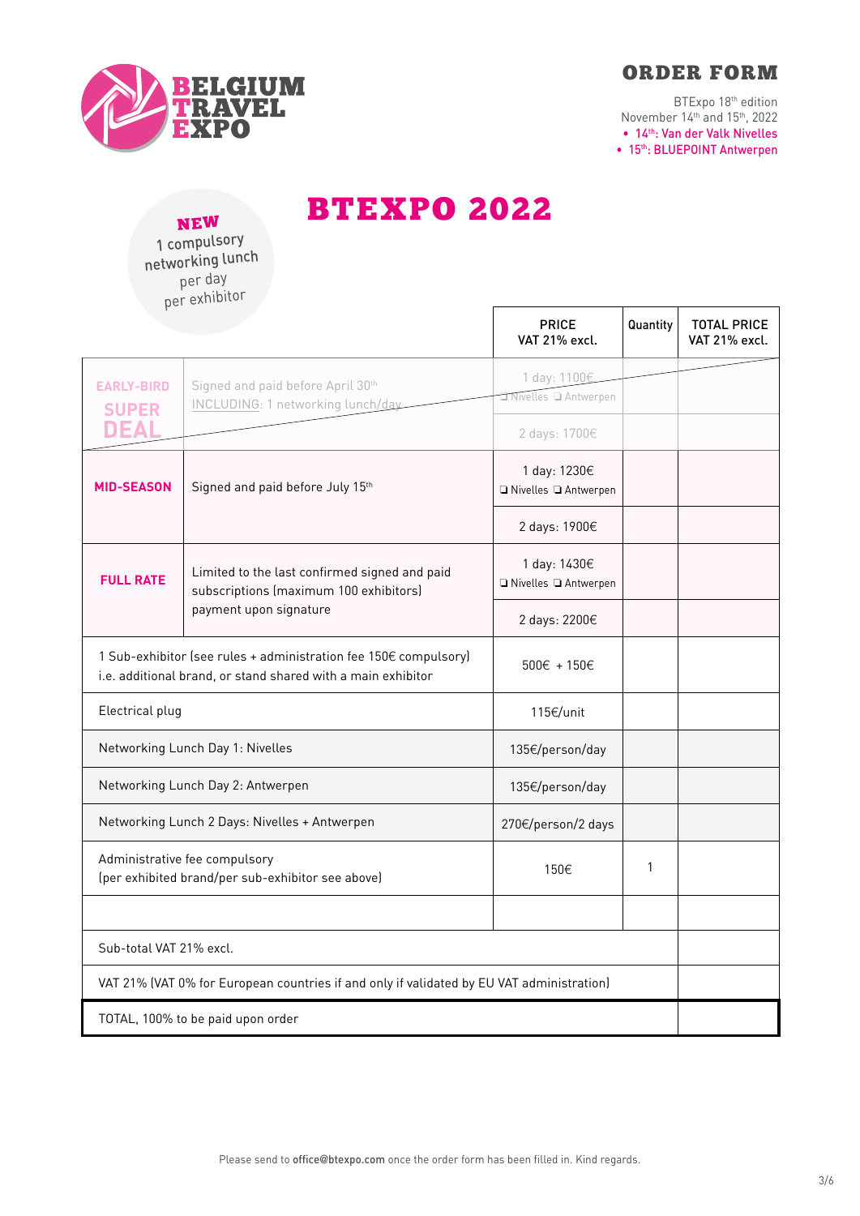BELGIUM TRAVEL EXPO

# ORDER FORM

BTExpo 18th edition
November 14th and 15th, 2022
- 14th: Van der Valk Nivelles
- 15th: BLUEPOINT Antwerpen

# BTEXPO 2022

**NEW**
1 compulsory networking lunch per day per exhibitor

| | | PRICE VAT 21% excl. | Quantity | TOTAL PRICE VAT 21% excl. |
|---|---|---|---|---|
| ~~EARLY-BIRD SUPER DEAL~~ | ~~Signed and paid before April 30th INCLUDING: 1 networking lunch/day~~ | ~~1 day: 1100€ ❑ Nivelles ❑ Antwerpen~~ | | |
| | | ~~2 days: 1700€~~ | | |
| **MID-SEASON** | Signed and paid before July 15th | 1 day: 1230€ ❑ Nivelles ❑ Antwerpen | | |
| | | 2 days: 1900€ | | |
| **FULL RATE** | Limited to the last confirmed signed and paid subscriptions (maximum 100 exhibitors) payment upon signature | 1 day: 1430€ ❑ Nivelles ❑ Antwerpen | | |
| | | 2 days: 2200€ | | |
| 1 Sub-exhibitor (see rules + administration fee 150€ compulsory) i.e. additional brand, or stand shared with a main exhibitor | | 500€ + 150€ | | |
| Electrical plug | | 115€/unit | | |
| Networking Lunch Day 1: Nivelles | | 135€/person/day | | |
| Networking Lunch Day 2: Antwerpen | | 135€/person/day | | |
| Networking Lunch 2 Days: Nivelles + Antwerpen | | 270€/person/2 days | | |
| Administrative fee compulsory (per exhibited brand/per sub-exhibitor see above) | | 150€ | 1 | |
| | | | | |
| Sub-total VAT 21% excl. | | | | |
| VAT 21% (VAT 0% for European countries if and only if validated by EU VAT administration) | | | | |
| TOTAL, 100% to be paid upon order | | | | |

Please send to office@btexpo.com once the order form has been filled in. Kind regards.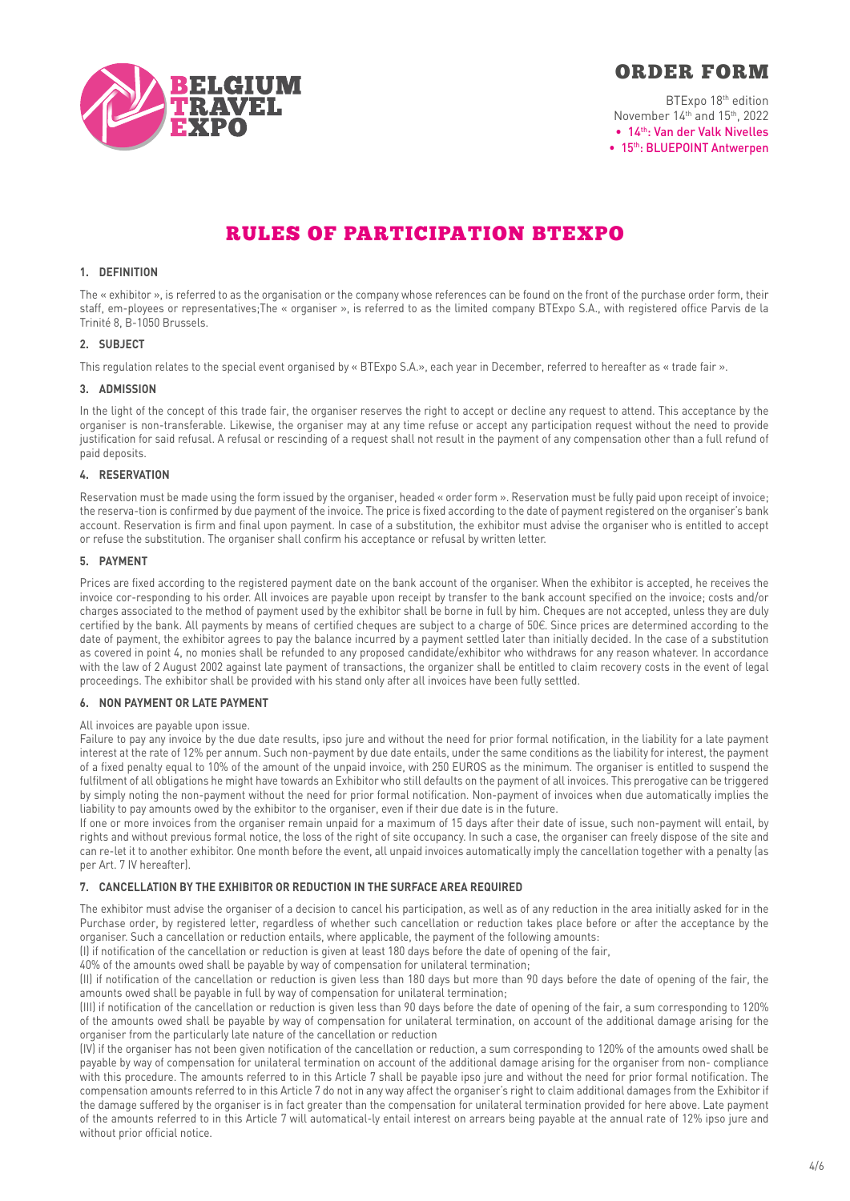# ORDER FORM

BTExpo 18th edition
November 14th and 15th, 2022
- 14th: Van der Valk Nivelles
- 15th: BLUEPOINT Antwerpen

## RULES OF PARTICIPATION BTEXPO

### 1. DEFINITION

The « exhibitor », is referred to as the organisation or the company whose references can be found on the front of the purchase order form, their staff, em-ployees or representatives;The « organiser », is referred to as the limited company BTExpo S.A., with registered office Parvis de la Trinité 8, B-1050 Brussels.

### 2. SUBJECT

This regulation relates to the special event organised by « BTExpo S.A.», each year in December, referred to hereafter as « trade fair ».

### 3. ADMISSION

In the light of the concept of this trade fair, the organiser reserves the right to accept or decline any request to attend. This acceptance by the organiser is non-transferable. Likewise, the organiser may at any time refuse or accept any participation request without the need to provide justification for said refusal. A refusal or rescinding of a request shall not result in the payment of any compensation other than a full refund of paid deposits.

### 4. RESERVATION

Reservation must be made using the form issued by the organiser, headed « order form ». Reservation must be fully paid upon receipt of invoice; the reserva-tion is confirmed by due payment of the invoice. The price is fixed according to the date of payment registered on the organiser's bank account. Reservation is firm and final upon payment. In case of a substitution, the exhibitor must advise the organiser who is entitled to accept or refuse the substitution. The organiser shall confirm his acceptance or refusal by written letter.

### 5. PAYMENT

Prices are fixed according to the registered payment date on the bank account of the organiser. When the exhibitor is accepted, he receives the invoice cor-responding to his order. All invoices are payable upon receipt by transfer to the bank account specified on the invoice; costs and/or charges associated to the method of payment used by the exhibitor shall be borne in full by him. Cheques are not accepted, unless they are duly certified by the bank. All payments by means of certified cheques are subject to a charge of 50€. Since prices are determined according to the date of payment, the exhibitor agrees to pay the balance incurred by a payment settled later than initially decided. In the case of a substitution as covered in point 4, no monies shall be refunded to any proposed candidate/exhibitor who withdraws for any reason whatever. In accordance with the law of 2 August 2002 against late payment of transactions, the organizer shall be entitled to claim recovery costs in the event of legal proceedings. The exhibitor shall be provided with his stand only after all invoices have been fully settled.

### 6. NON PAYMENT OR LATE PAYMENT

All invoices are payable upon issue.
Failure to pay any invoice by the due date results, ipso jure and without the need for prior formal notification, in the liability for a late payment interest at the rate of 12% per annum. Such non-payment by due date entails, under the same conditions as the liability for interest, the payment of a fixed penalty equal to 10% of the amount of the unpaid invoice, with 250 EUROS as the minimum. The organiser is entitled to suspend the fulfilment of all obligations he might have towards an Exhibitor who still defaults on the payment of all invoices. This prerogative can be triggered by simply noting the non-payment without the need for prior formal notification. Non-payment of invoices when due automatically implies the liability to pay amounts owed by the exhibitor to the organiser, even if their due date is in the future.
If one or more invoices from the organiser remain unpaid for a maximum of 15 days after their date of issue, such non-payment will entail, by rights and without previous formal notice, the loss of the right of site occupancy. In such a case, the organiser can freely dispose of the site and can re-let it to another exhibitor. One month before the event, all unpaid invoices automatically imply the cancellation together with a penalty (as per Art. 7 IV hereafter).

### 7. CANCELLATION BY THE EXHIBITOR OR REDUCTION IN THE SURFACE AREA REQUIRED

The exhibitor must advise the organiser of a decision to cancel his participation, as well as of any reduction in the area initially asked for in the Purchase order, by registered letter, regardless of whether such cancellation or reduction takes place before or after the acceptance by the organiser. Such a cancellation or reduction entails, where applicable, the payment of the following amounts:
(I) if notification of the cancellation or reduction is given at least 180 days before the date of opening of the fair,
40% of the amounts owed shall be payable by way of compensation for unilateral termination;
(II) if notification of the cancellation or reduction is given less than 180 days but more than 90 days before the date of opening of the fair, the amounts owed shall be payable in full by way of compensation for unilateral termination;
(III) if notification of the cancellation or reduction is given less than 90 days before the date of opening of the fair, a sum corresponding to 120% of the amounts owed shall be payable by way of compensation for unilateral termination, on account of the additional damage arising for the organiser from the particularly late nature of the cancellation or reduction
(IV) if the organiser has not been given notification of the cancellation or reduction, a sum corresponding to 120% of the amounts owed shall be payable by way of compensation for unilateral termination on account of the additional damage arising for the organiser from non- compliance with this procedure. The amounts referred to in this Article 7 shall be payable ipso jure and without the need for prior formal notification. The compensation amounts referred to in this Article 7 do not in any way affect the organiser's right to claim additional damages from the Exhibitor if the damage suffered by the organiser is in fact greater than the compensation for unilateral termination provided for here above. Late payment of the amounts referred to in this Article 7 will automatical-ly entail interest on arrears being payable at the annual rate of 12% ipso jure and without prior official notice.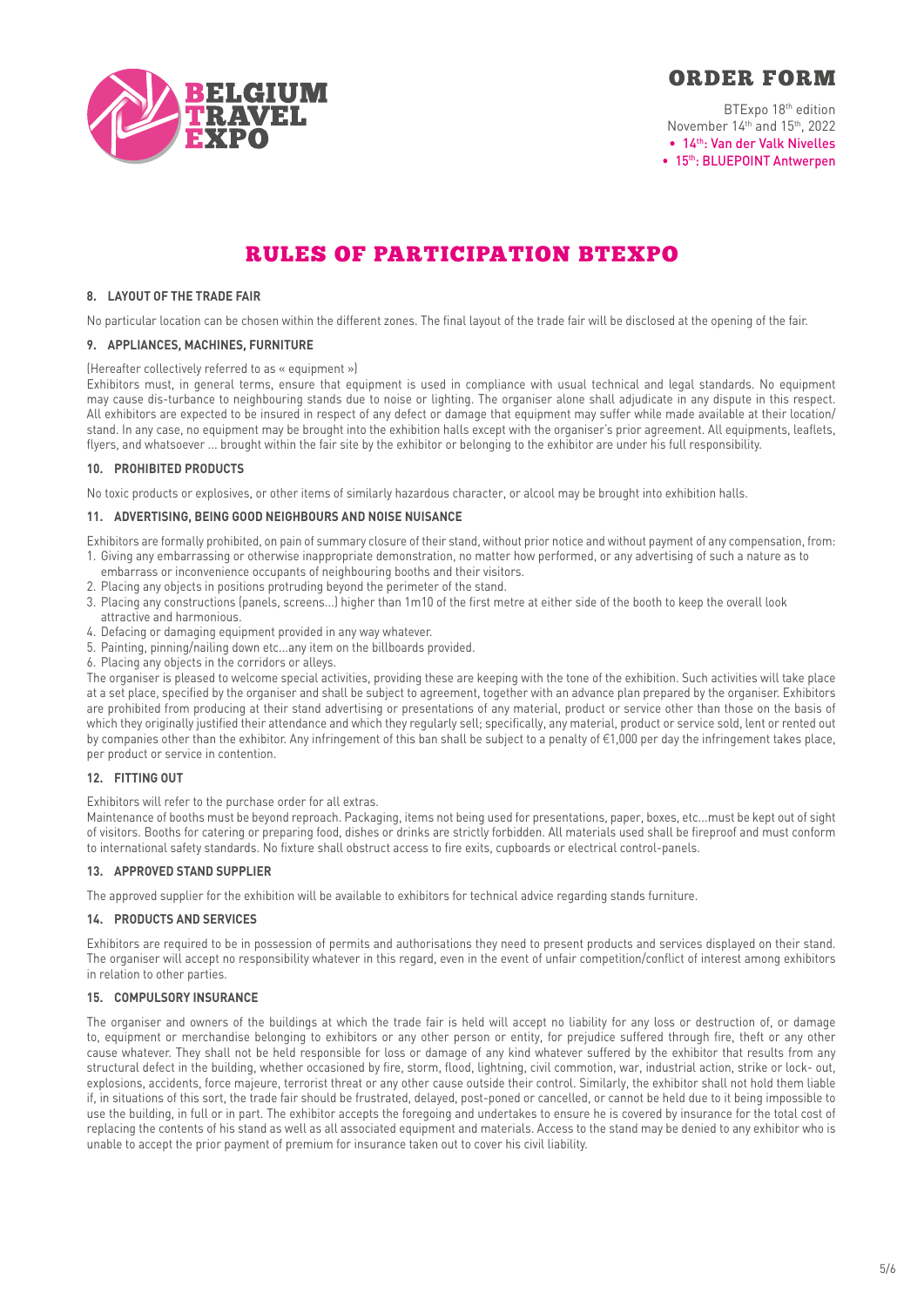# ORDER FORM

BTExpo 18th edition
November 14th and 15th, 2022
• 14th: Van der Valk Nivelles
• 15th: BLUEPOINT Antwerpen

## RULES OF PARTICIPATION BTEXPO

### 8. LAYOUT OF THE TRADE FAIR

No particular location can be chosen within the different zones. The final layout of the trade fair will be disclosed at the opening of the fair.

### 9. APPLIANCES, MACHINES, FURNITURE

(Hereafter collectively referred to as « equipment »)

Exhibitors must, in general terms, ensure that equipment is used in compliance with usual technical and legal standards. No equipment may cause dis-turbance to neighbouring stands due to noise or lighting. The organiser alone shall adjudicate in any dispute in this respect. All exhibitors are expected to be insured in respect of any defect or damage that equipment may suffer while made available at their location/ stand. In any case, no equipment may be brought into the exhibition halls except with the organiser's prior agreement. All equipments, leaflets, flyers, and whatsoever ... brought within the fair site by the exhibitor or belonging to the exhibitor are under his full responsibility.

### 10. PROHIBITED PRODUCTS

No toxic products or explosives, or other items of similarly hazardous character, or alcool may be brought into exhibition halls.

### 11. ADVERTISING, BEING GOOD NEIGHBOURS AND NOISE NUISANCE

Exhibitors are formally prohibited, on pain of summary closure of their stand, without prior notice and without payment of any compensation, from:

1. Giving any embarrassing or otherwise inappropriate demonstration, no matter how performed, or any advertising of such a nature as to embarrass or inconvenience occupants of neighbouring booths and their visitors.
2. Placing any objects in positions protruding beyond the perimeter of the stand.
3. Placing any constructions (panels, screens...) higher than 1m10 of the first metre at either side of the booth to keep the overall look attractive and harmonious.
4. Defacing or damaging equipment provided in any way whatever.
5. Painting, pinning/nailing down etc...any item on the billboards provided.
6. Placing any objects in the corridors or alleys.

The organiser is pleased to welcome special activities, providing these are keeping with the tone of the exhibition. Such activities will take place at a set place, specified by the organiser and shall be subject to agreement, together with an advance plan prepared by the organiser. Exhibitors are prohibited from producing at their stand advertising or presentations of any material, product or service other than those on the basis of which they originally justified their attendance and which they regularly sell; specifically, any material, product or service sold, lent or rented out by companies other than the exhibitor. Any infringement of this ban shall be subject to a penalty of €1,000 per day the infringement takes place, per product or service in contention.

### 12. FITTING OUT

Exhibitors will refer to the purchase order for all extras.

Maintenance of booths must be beyond reproach. Packaging, items not being used for presentations, paper, boxes, etc...must be kept out of sight of visitors. Booths for catering or preparing food, dishes or drinks are strictly forbidden. All materials used shall be fireproof and must conform to international safety standards. No fixture shall obstruct access to fire exits, cupboards or electrical control-panels.

### 13. APPROVED STAND SUPPLIER

The approved supplier for the exhibition will be available to exhibitors for technical advice regarding stands furniture.

### 14. PRODUCTS AND SERVICES

Exhibitors are required to be in possession of permits and authorisations they need to present products and services displayed on their stand. The organiser will accept no responsibility whatever in this regard, even in the event of unfair competition/conflict of interest among exhibitors in relation to other parties.

### 15. COMPULSORY INSURANCE

The organiser and owners of the buildings at which the trade fair is held will accept no liability for any loss or destruction of, or damage to, equipment or merchandise belonging to exhibitors or any other person or entity, for prejudice suffered through fire, theft or any other cause whatever. They shall not be held responsible for loss or damage of any kind whatever suffered by the exhibitor that results from any structural defect in the building, whether occasioned by fire, storm, flood, lightning, civil commotion, war, industrial action, strike or lock- out, explosions, accidents, force majeure, terrorist threat or any other cause outside their control. Similarly, the exhibitor shall not hold them liable if, in situations of this sort, the trade fair should be frustrated, delayed, post-poned or cancelled, or cannot be held due to it being impossible to use the building, in full or in part. The exhibitor accepts the foregoing and undertakes to ensure he is covered by insurance for the total cost of replacing the contents of his stand as well as all associated equipment and materials. Access to the stand may be denied to any exhibitor who is unable to accept the prior payment of premium for insurance taken out to cover his civil liability.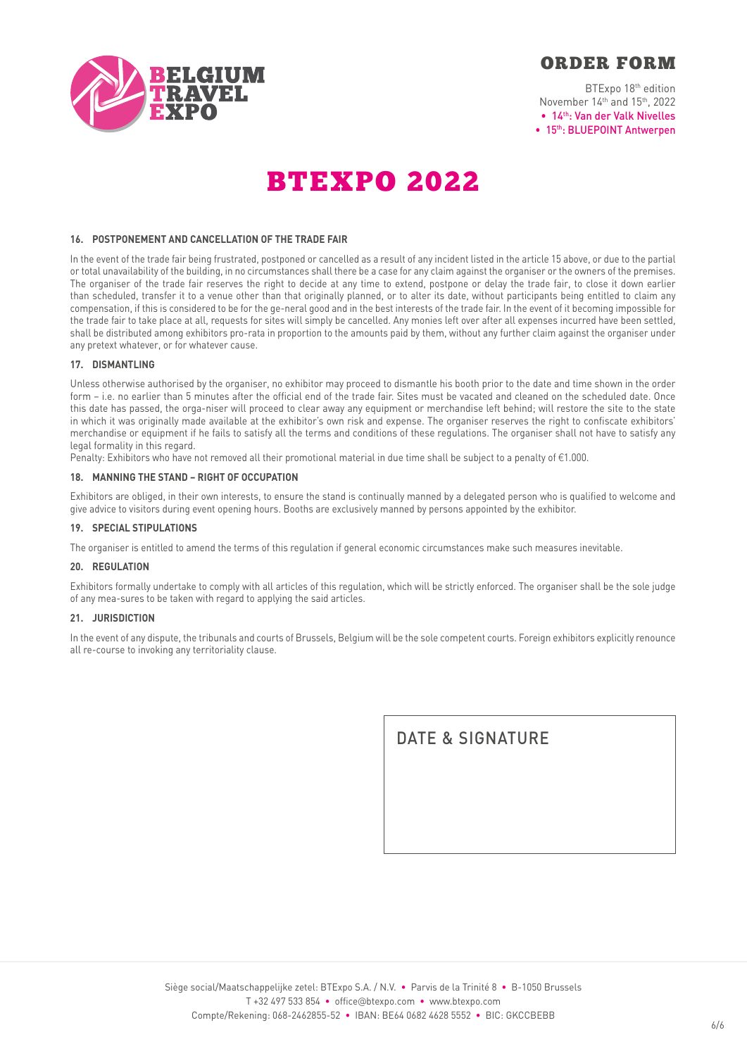# ORDER FORM

BTExpo 18th edition
November 14th and 15th, 2022
• 14th: Van der Valk Nivelles
• 15th: BLUEPOINT Antwerpen

# BTEXPO 2022

### 16. POSTPONEMENT AND CANCELLATION OF THE TRADE FAIR

In the event of the trade fair being frustrated, postponed or cancelled as a result of any incident listed in the article 15 above, or due to the partial or total unavailability of the building, in no circumstances shall there be a case for any claim against the organiser or the owners of the premises. The organiser of the trade fair reserves the right to decide at any time to extend, postpone or delay the trade fair, to close it down earlier than scheduled, transfer it to a venue other than that originally planned, or to alter its date, without participants being entitled to claim any compensation, if this is considered to be for the ge-neral good and in the best interests of the trade fair. In the event of it becoming impossible for the trade fair to take place at all, requests for sites will simply be cancelled. Any monies left over after all expenses incurred have been settled, shall be distributed among exhibitors pro-rata in proportion to the amounts paid by them, without any further claim against the organiser under any pretext whatever, or for whatever cause.

### 17. DISMANTLING

Unless otherwise authorised by the organiser, no exhibitor may proceed to dismantle his booth prior to the date and time shown in the order form – i.e. no earlier than 5 minutes after the official end of the trade fair. Sites must be vacated and cleaned on the scheduled date. Once this date has passed, the orga-niser will proceed to clear away any equipment or merchandise left behind; will restore the site to the state in which it was originally made available at the exhibitor's own risk and expense. The organiser reserves the right to confiscate exhibitors' merchandise or equipment if he fails to satisfy all the terms and conditions of these regulations. The organiser shall not have to satisfy any legal formality in this regard.

Penalty: Exhibitors who have not removed all their promotional material in due time shall be subject to a penalty of €1.000.

### 18. MANNING THE STAND – RIGHT OF OCCUPATION

Exhibitors are obliged, in their own interests, to ensure the stand is continually manned by a delegated person who is qualified to welcome and give advice to visitors during event opening hours. Booths are exclusively manned by persons appointed by the exhibitor.

### 19. SPECIAL STIPULATIONS

The organiser is entitled to amend the terms of this regulation if general economic circumstances make such measures inevitable.

### 20. REGULATION

Exhibitors formally undertake to comply with all articles of this regulation, which will be strictly enforced. The organiser shall be the sole judge of any mea-sures to be taken with regard to applying the said articles.

### 21. JURISDICTION

In the event of any dispute, the tribunals and courts of Brussels, Belgium will be the sole competent courts. Foreign exhibitors explicitly renounce all re-course to invoking any territoriality clause.

DATE & SIGNATURE

Siège social/Maatschappelijke zetel: BTExpo S.A. / N.V. • Parvis de la Trinité 8 • B-1050 Brussels
T +32 497 533 854 • office@btexpo.com • www.btexpo.com
Compte/Rekening: 068-2462855-52 • IBAN: BE64 0682 4628 5552 • BIC: GKCCBEBB